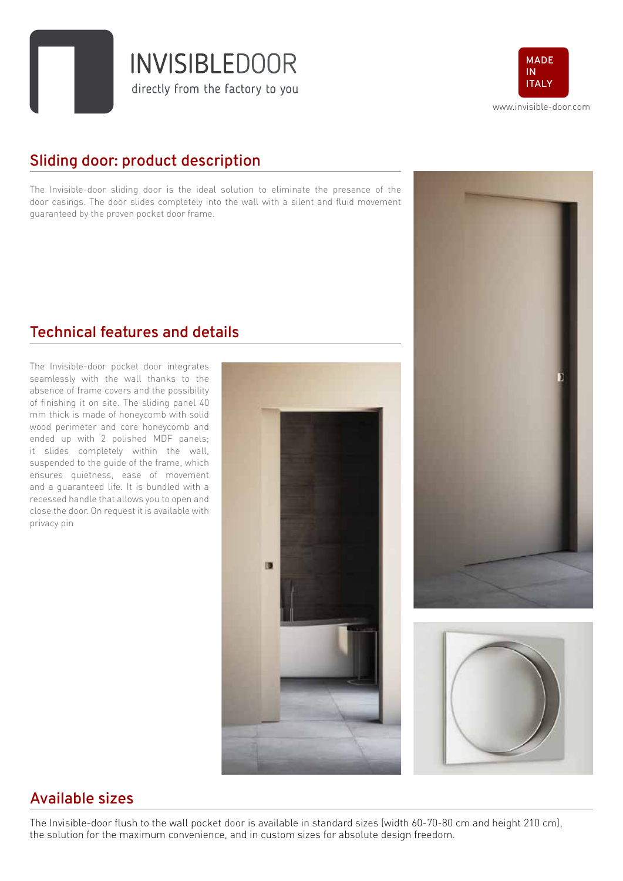INVISIBLEDOOR

directly from the factory to you

MADE IN ITALY

www.invisible-door.com

## Sliding door: product description

The Invisible-door sliding door is the ideal solution to eliminate the presence of the door casings. The door slides completely into the wall with a silent and fluid movement guaranteed by the proven pocket door frame.

## Technical features and details

The Invisible-door pocket door integrates seamlessly with the wall thanks to the absence of frame covers and the possibility of finishing it on site. The sliding panel 40 mm thick is made of honeycomb with solid wood perimeter and core honeycomb and ended up with 2 polished MDF panels; it slides completely within the wall, suspended to the guide of the frame, which ensures quietness, ease of movement and a guaranteed life. It is bundled with a recessed handle that allows you to open and close the door. On request it is available with privacy pin

## Available sizes

The Invisible-door flush to the wall pocket door is available in standard sizes (width 60-70-80 cm and height 210 cm), the solution for the maximum convenience, and in custom sizes for absolute design freedom.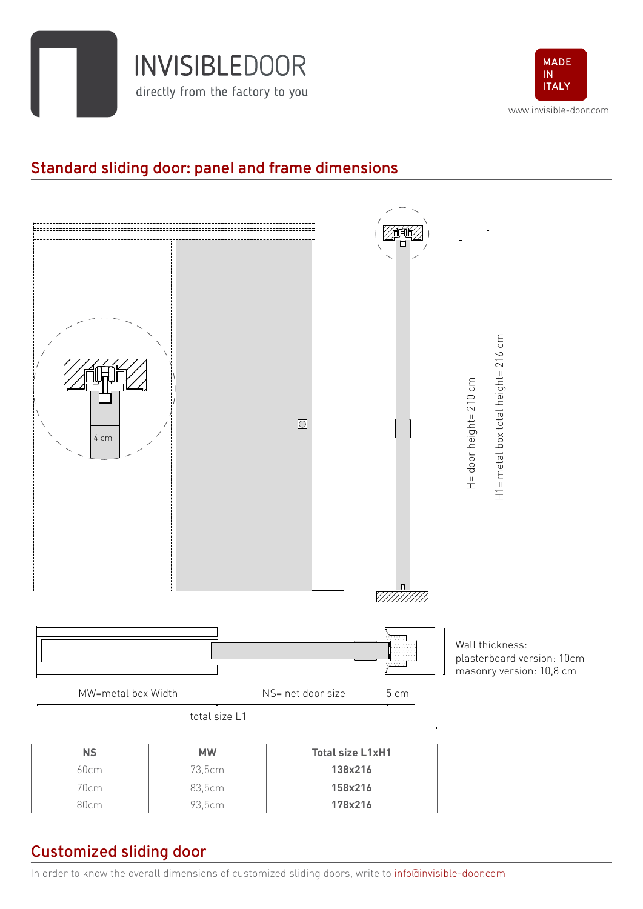INVISIBLEDOOR

directly from the factory to you

MADE IN ITALY

www.invisible-door.com

## Standard sliding door: panel and frame dimensions

4 cm

H= door height= 210 cm

H1= metal box total height= 216 cm

Wall thickness:
plasterboard version: 10cm
masonry version: 10,8 cm

MW=metal box Width

NS= net door size

5 cm

total size L1

| NS | MW | Total size L1xH1 |
|---|---|---|
| 60cm | 73,5cm | **138x216** |
| 70cm | 83,5cm | **158x216** |
| 80cm | 93,5cm | **178x216** |

## Customized sliding door

In order to know the overall dimensions of customized sliding doors, write to info@invisible-door.com